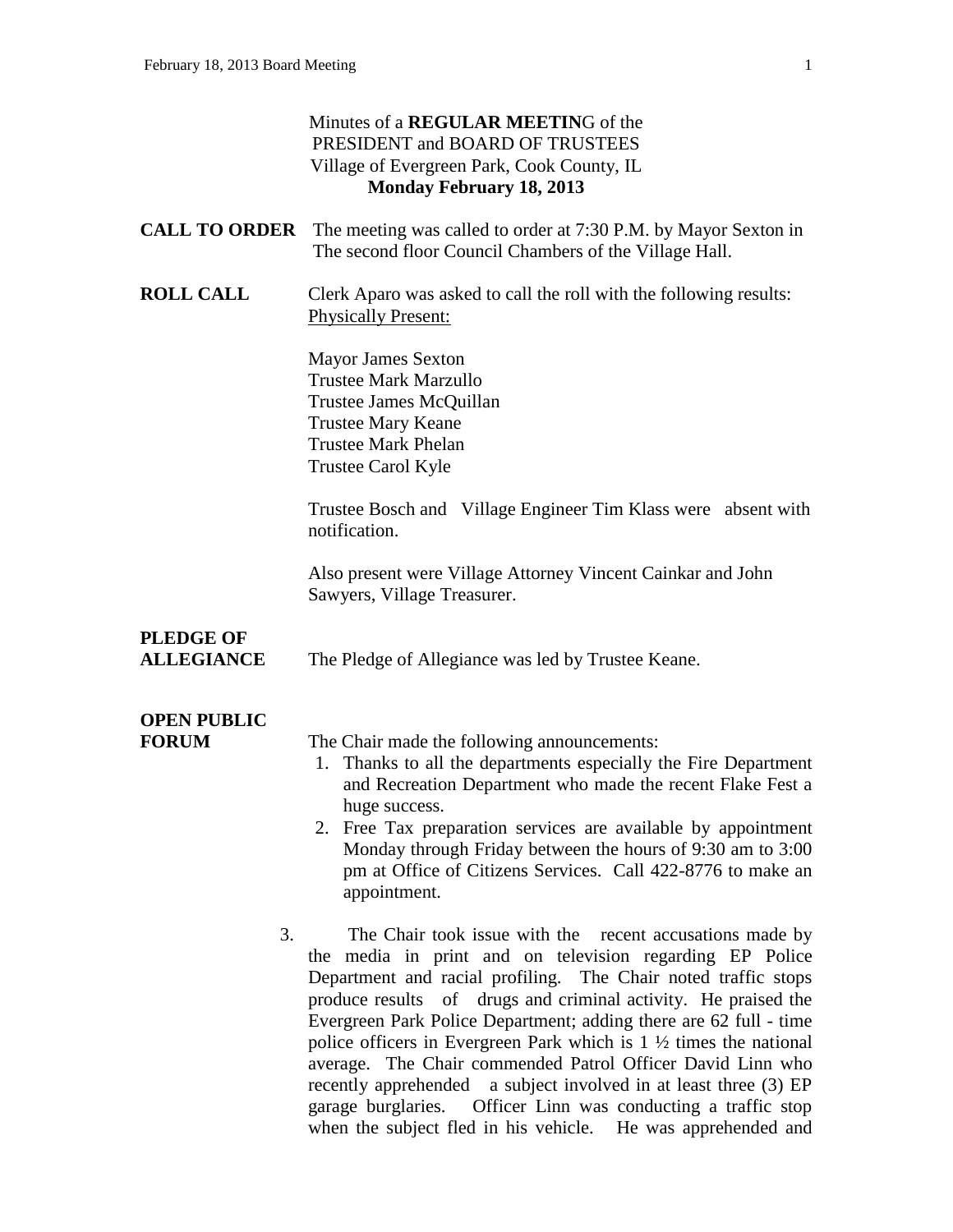Minutes of a **REGULAR MEETIN**G of the
PRESIDENT and BOARD OF TRUSTEES
Village of Evergreen Park, Cook County, IL
**Monday February 18, 2013**

**CALL TO ORDER** The meeting was called to order at 7:30 P.M. by Mayor Sexton in The second floor Council Chambers of the Village Hall.

**ROLL CALL** Clerk Aparo was asked to call the roll with the following results:
Physically Present:

Mayor James Sexton
Trustee Mark Marzullo
Trustee James McQuillan
Trustee Mary Keane
Trustee Mark Phelan
Trustee Carol Kyle

Trustee Bosch and Village Engineer Tim Klass were absent with notification.

Also present were Village Attorney Vincent Cainkar and John Sawyers, Village Treasurer.

**PLEDGE OF ALLEGIANCE** The Pledge of Allegiance was led by Trustee Keane.

**OPEN PUBLIC FORUM** The Chair made the following announcements:

1. Thanks to all the departments especially the Fire Department and Recreation Department who made the recent Flake Fest a huge success.
2. Free Tax preparation services are available by appointment Monday through Friday between the hours of 9:30 am to 3:00 pm at Office of Citizens Services. Call 422-8776 to make an appointment.
3. The Chair took issue with the recent accusations made by the media in print and on television regarding EP Police Department and racial profiling. The Chair noted traffic stops produce results of drugs and criminal activity. He praised the Evergreen Park Police Department; adding there are 62 full - time police officers in Evergreen Park which is 1 ½ times the national average. The Chair commended Patrol Officer David Linn who recently apprehended a subject involved in at least three (3) EP garage burglaries. Officer Linn was conducting a traffic stop when the subject fled in his vehicle. He was apprehended and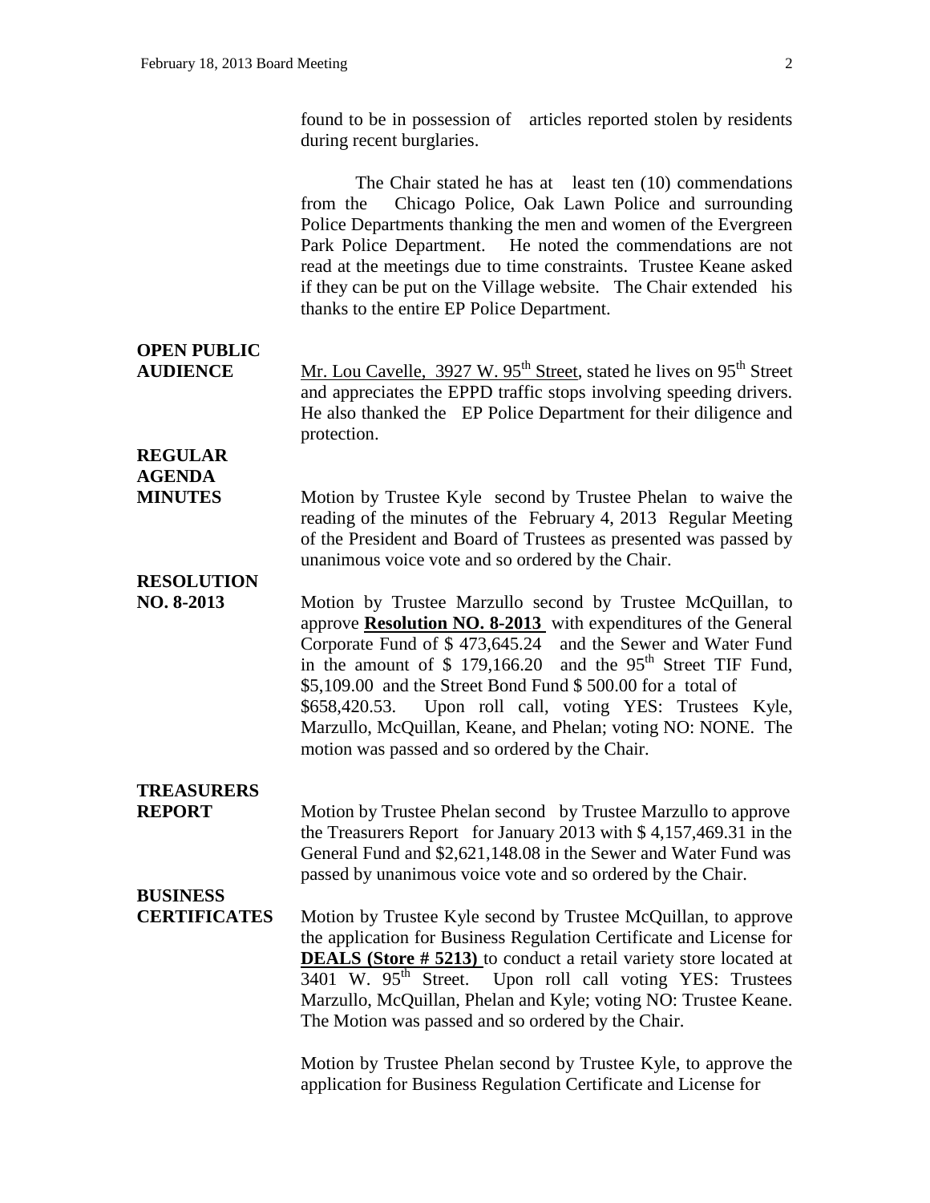found to be in possession of articles reported stolen by residents during recent burglaries.

The Chair stated he has at least ten (10) commendations from the Chicago Police, Oak Lawn Police and surrounding Police Departments thanking the men and women of the Evergreen Park Police Department. He noted the commendations are not read at the meetings due to time constraints. Trustee Keane asked if they can be put on the Village website. The Chair extended his thanks to the entire EP Police Department.

**OPEN PUBLIC AUDIENCE**

Mr. Lou Cavelle, 3927 W. 95th Street, stated he lives on 95th Street and appreciates the EPPD traffic stops involving speeding drivers. He also thanked the EP Police Department for their diligence and protection.

**REGULAR AGENDA**

**MINUTES**

Motion by Trustee Kyle second by Trustee Phelan to waive the reading of the minutes of the February 4, 2013 Regular Meeting of the President and Board of Trustees as presented was passed by unanimous voice vote and so ordered by the Chair.

**RESOLUTION NO. 8-2013**

Motion by Trustee Marzullo second by Trustee McQuillan, to approve **Resolution NO. 8-2013** with expenditures of the General Corporate Fund of $ 473,645.24 and the Sewer and Water Fund in the amount of $ 179,166.20 and the 95th Street TIF Fund, $5,109.00 and the Street Bond Fund $ 500.00 for a total of $658,420.53. Upon roll call, voting YES: Trustees Kyle, Marzullo, McQuillan, Keane, and Phelan; voting NO: NONE. The motion was passed and so ordered by the Chair.

**TREASURERS REPORT**

Motion by Trustee Phelan second by Trustee Marzullo to approve the Treasurers Report for January 2013 with $ 4,157,469.31 in the General Fund and $2,621,148.08 in the Sewer and Water Fund was passed by unanimous voice vote and so ordered by the Chair.

**BUSINESS CERTIFICATES**

Motion by Trustee Kyle second by Trustee McQuillan, to approve the application for Business Regulation Certificate and License for **DEALS (Store # 5213)** to conduct a retail variety store located at 3401 W. 95th Street. Upon roll call voting YES: Trustees Marzullo, McQuillan, Phelan and Kyle; voting NO: Trustee Keane. The Motion was passed and so ordered by the Chair.

Motion by Trustee Phelan second by Trustee Kyle, to approve the application for Business Regulation Certificate and License for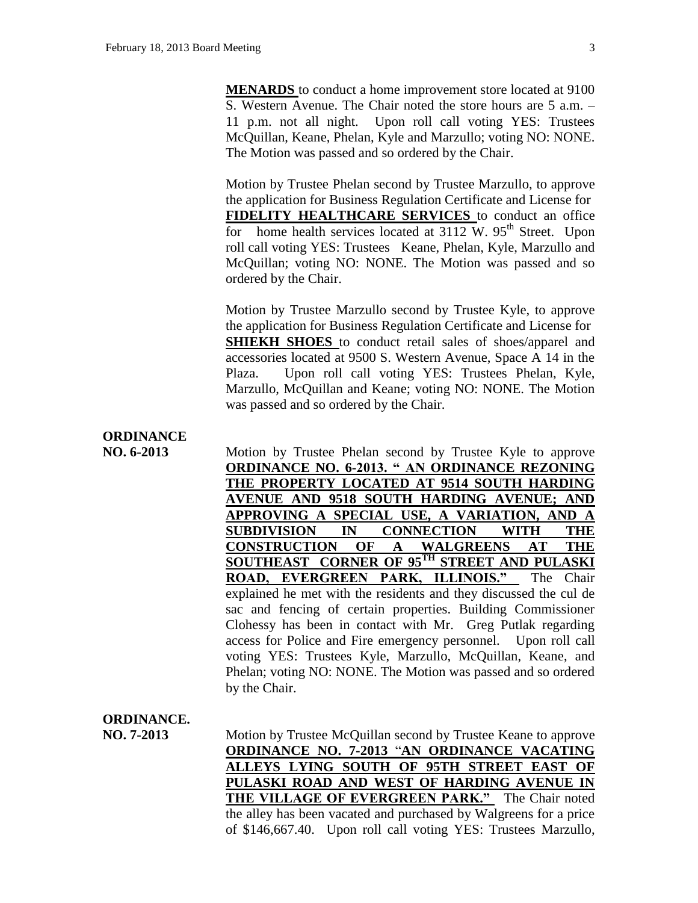**MENARDS** to conduct a home improvement store located at 9100 S. Western Avenue. The Chair noted the store hours are 5 a.m. – 11 p.m. not all night. Upon roll call voting YES: Trustees McQuillan, Keane, Phelan, Kyle and Marzullo; voting NO: NONE. The Motion was passed and so ordered by the Chair.

Motion by Trustee Phelan second by Trustee Marzullo, to approve the application for Business Regulation Certificate and License for **FIDELITY HEALTHCARE SERVICES** to conduct an office for home health services located at 3112 W. 95th Street. Upon roll call voting YES: Trustees Keane, Phelan, Kyle, Marzullo and McQuillan; voting NO: NONE. The Motion was passed and so ordered by the Chair.

Motion by Trustee Marzullo second by Trustee Kyle, to approve the application for Business Regulation Certificate and License for **SHIEKH SHOES** to conduct retail sales of shoes/apparel and accessories located at 9500 S. Western Avenue, Space A 14 in the Plaza. Upon roll call voting YES: Trustees Phelan, Kyle, Marzullo, McQuillan and Keane; voting NO: NONE. The Motion was passed and so ordered by the Chair.

**ORDINANCE NO. 6-2013**

Motion by Trustee Phelan second by Trustee Kyle to approve **ORDINANCE NO. 6-2013. " AN ORDINANCE REZONING THE PROPERTY LOCATED AT 9514 SOUTH HARDING AVENUE AND 9518 SOUTH HARDING AVENUE; AND APPROVING A SPECIAL USE, A VARIATION, AND A SUBDIVISION IN CONNECTION WITH THE CONSTRUCTION OF A WALGREENS AT THE SOUTHEAST CORNER OF 95TH STREET AND PULASKI ROAD, EVERGREEN PARK, ILLINOIS."** The Chair explained he met with the residents and they discussed the cul de sac and fencing of certain properties. Building Commissioner Clohessy has been in contact with Mr. Greg Putlak regarding access for Police and Fire emergency personnel. Upon roll call voting YES: Trustees Kyle, Marzullo, McQuillan, Keane, and Phelan; voting NO: NONE. The Motion was passed and so ordered by the Chair.

**ORDINANCE. NO. 7-2013**

Motion by Trustee McQuillan second by Trustee Keane to approve **ORDINANCE NO. 7-2013 "AN ORDINANCE VACATING ALLEYS LYING SOUTH OF 95TH STREET EAST OF PULASKI ROAD AND WEST OF HARDING AVENUE IN THE VILLAGE OF EVERGREEN PARK."** The Chair noted the alley has been vacated and purchased by Walgreens for a price of $146,667.40. Upon roll call voting YES: Trustees Marzullo,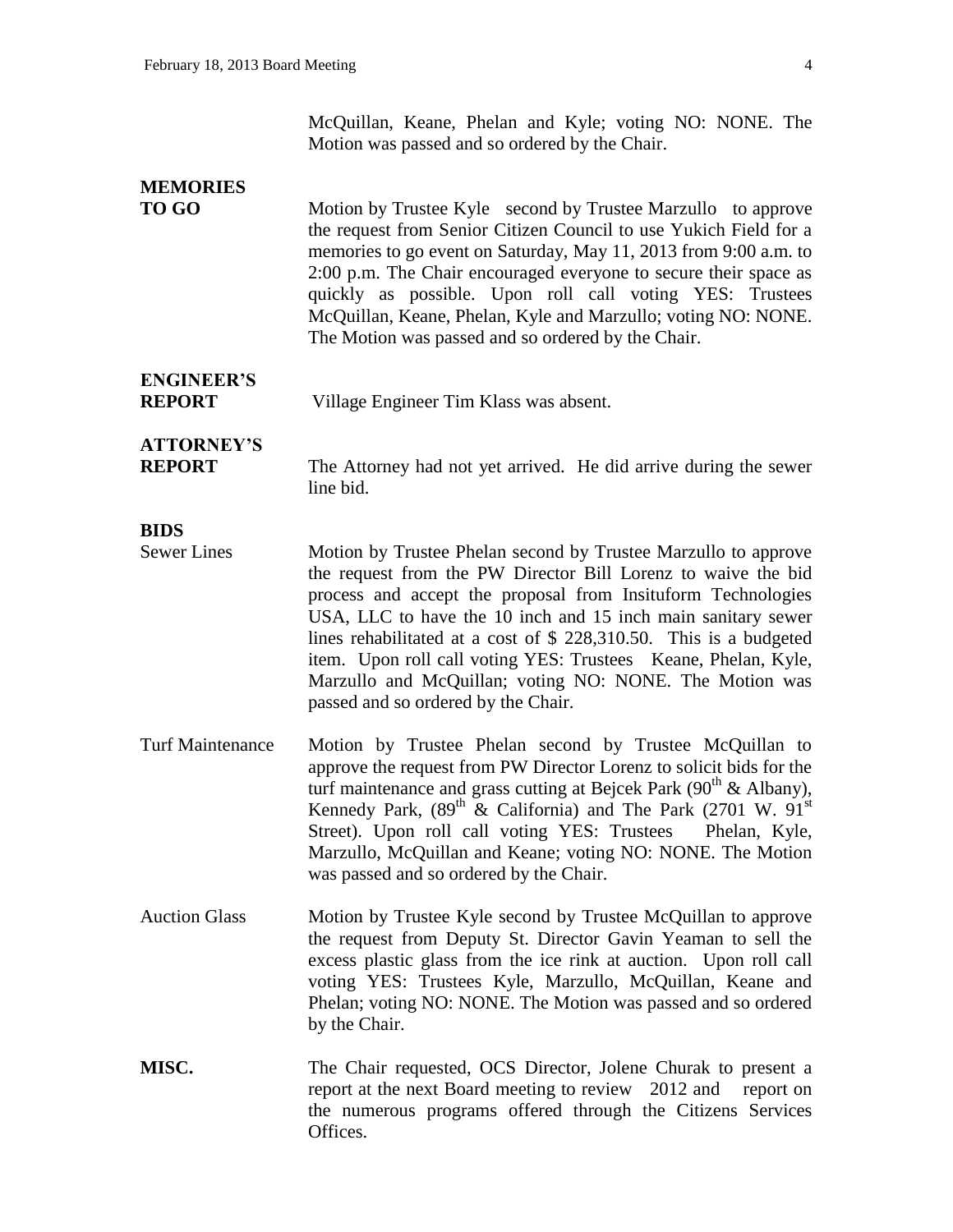McQuillan, Keane, Phelan and Kyle; voting NO: NONE. The Motion was passed and so ordered by the Chair.

**MEMORIES TO GO**

Motion by Trustee Kyle second by Trustee Marzullo to approve the request from Senior Citizen Council to use Yukich Field for a memories to go event on Saturday, May 11, 2013 from 9:00 a.m. to 2:00 p.m. The Chair encouraged everyone to secure their space as quickly as possible. Upon roll call voting YES: Trustees McQuillan, Keane, Phelan, Kyle and Marzullo; voting NO: NONE. The Motion was passed and so ordered by the Chair.

**ENGINEER'S REPORT**

Village Engineer Tim Klass was absent.

**ATTORNEY'S REPORT**

The Attorney had not yet arrived. He did arrive during the sewer line bid.

**BIDS**

Sewer Lines

Motion by Trustee Phelan second by Trustee Marzullo to approve the request from the PW Director Bill Lorenz to waive the bid process and accept the proposal from Insituform Technologies USA, LLC to have the 10 inch and 15 inch main sanitary sewer lines rehabilitated at a cost of $ 228,310.50. This is a budgeted item. Upon roll call voting YES: Trustees Keane, Phelan, Kyle, Marzullo and McQuillan; voting NO: NONE. The Motion was passed and so ordered by the Chair.

Turf Maintenance

Motion by Trustee Phelan second by Trustee McQuillan to approve the request from PW Director Lorenz to solicit bids for the turf maintenance and grass cutting at Bejcek Park (90th & Albany), Kennedy Park, (89th & California) and The Park (2701 W. 91st Street). Upon roll call voting YES: Trustees Phelan, Kyle, Marzullo, McQuillan and Keane; voting NO: NONE. The Motion was passed and so ordered by the Chair.

Auction Glass

Motion by Trustee Kyle second by Trustee McQuillan to approve the request from Deputy St. Director Gavin Yeaman to sell the excess plastic glass from the ice rink at auction. Upon roll call voting YES: Trustees Kyle, Marzullo, McQuillan, Keane and Phelan; voting NO: NONE. The Motion was passed and so ordered by the Chair.

**MISC.**

The Chair requested, OCS Director, Jolene Churak to present a report at the next Board meeting to review 2012 and report on the numerous programs offered through the Citizens Services Offices.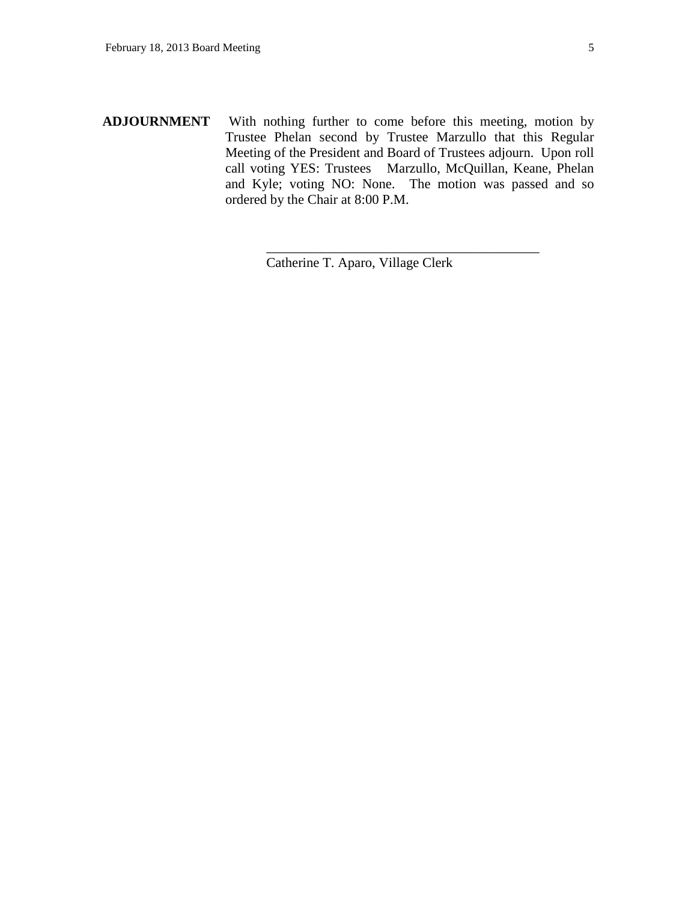**ADJOURNMENT** With nothing further to come before this meeting, motion by Trustee Phelan second by Trustee Marzullo that this Regular Meeting of the President and Board of Trustees adjourn. Upon roll call voting YES: Trustees Marzullo, McQuillan, Keane, Phelan and Kyle; voting NO: None. The motion was passed and so ordered by the Chair at 8:00 P.M.

\_\_\_\_\_\_\_\_\_\_\_\_\_\_\_\_\_\_\_\_\_\_\_\_\_\_\_\_\_\_\_\_\_\_\_\_\_\_\_\_

Catherine T. Aparo, Village Clerk